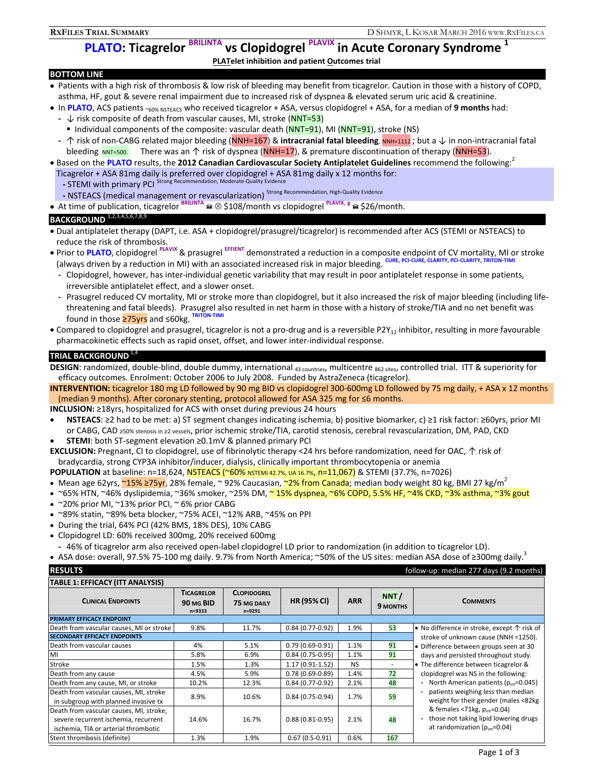RxFiles Trial Summary — D Shmyr, L Kosar March 2016 www.RxFiles.ca

# PLATO: Ticagrelor BRILINTA vs Clopidogrel PLAVIX in Acute Coronary Syndrome [1]

**PLAT**elet inhibition and patient **O**utcomes trial

## BOTTOM LINE

- Patients with a high risk of thrombosis & low risk of bleeding may benefit from ticagrelor. Caution in those with a history of COPD, asthma, HF, gout & severe renal impairment due to increased risk of dyspnea & elevated serum uric acid & creatinine.
- In **PLATO**, ACS patients ~60% NSTEACS who received ticagrelor + ASA, versus clopidogrel + ASA, for a median of **9 months** had:
  - ↓ risk composite of death from vascular causes, MI, stroke (NNT=53)
    - Individual components of the composite: vascular death (NNT=91), MI (NNT=91), stroke (NS)
  - ↑ risk of non-CABG related major bleeding (NNH=167) & **intracranial fatal bleeding**, NNH=1112 ; but a ↓ in non-intracranial fatal bleeding NNT=500. There was an ↑ risk of dyspnea (NNH=17), & premature discontinuation of therapy (NNH=53).
- Based on the **PLATO** results, the **2012 Canadian Cardiovascular Society Antiplatelet Guidelines** recommend the following:[2]

  Ticagrelor + ASA 81mg daily is preferred over clopidogrel + ASA 81mg daily x 12 months for:
  - STEMI with primary PCI Strong Recommendation, Moderate-Quality Evidence
  - NSTEACS (medical management or revascularization) Strong Recommendation, High-Quality Evidence
- At time of publication, ticagrelor BRILINTA ☎ ⊗ $108/month vs clopidogrel PLAVIX, g ☎ $26/month.

## BACKGROUND [1,2,3,4,5,6,7,8,9]

- Dual antiplatelet therapy (DAPT, i.e. ASA + clopidogrel/prasugrel/ticagrelor) is recommended after ACS (STEMI or NSTEACS) to reduce the risk of thrombosis.
- Prior to **PLATO**, clopidogrel PLAVIX & prasugrel EFFIENT demonstrated a reduction in a composite endpoint of CV mortality, MI or stroke (always driven by a reduction in MI) with an associated increased risk in major bleeding. CURE, PCI-CURE, CLARITY, PCI-CLARITY, TRITON-TIMI
  - Clopidogrel, however, has inter-individual genetic variability that may result in poor antiplatelet response in some patients, irreversible antiplatelet effect, and a slower onset.
  - Prasugrel reduced CV mortality, MI or stroke more than clopidogrel, but it also increased the risk of major bleeding (including life-threatening and fatal bleeds). Prasugrel also resulted in net harm in those with a history of stroke/TIA and no net benefit was found in those ≥75yrs and ≤60kg. TRITON-TIMI
- Compared to clopidogrel and prasugrel, ticagrelor is not a pro-drug and is a reversible $P2Y_{12}$ inhibitor, resulting in more favourable pharmacokinetic effects such as rapid onset, offset, and lower inter-individual response.

## TRIAL BACKGROUND [1,4]

**DESIGN**: randomized, double-blind, double dummy, international 43 countries, multicentre 862 sites, controlled trial. ITT & superiority for efficacy outcomes. Enrolment: October 2006 to July 2008. Funded by AstraZeneca (ticagrelor).

**INTERVENTION:** ticagrelor 180 mg LD followed by 90 mg BID vs clopidogrel 300-600mg LD followed by 75 mg daily, + ASA x 12 months (median 9 months). After coronary stenting, protocol allowed for ASA 325 mg for ≤6 months.

**INCLUSION:** ≥18yrs, hospitalized for ACS with onset during previous 24 hours

- **NSTEACS**: ≥2 had to be met: a) ST segment changes indicating ischemia, b) positive biomarker, c) ≥1 risk factor: ≥60yrs, prior MI or CABG, CAD ≥50% stenosis in ≥2 vessels, prior ischemic stroke/TIA, carotid stenosis, cerebral revascularization, DM, PAD, CKD
- **STEMI**: both ST-segment elevation ≥0.1mV & planned primary PCI

**EXCLUSION:** Pregnant, CI to clopidogrel, use of fibrinolytic therapy <24 hrs before randomization, need for OAC, ↑ risk of bradycardia, strong CYP3A inhibitor/inducer, dialysis, clinically important thrombocytopenia or anemia

**POPULATION** at baseline: n=18,624, NSTEACS (~60% NSTEMI 42.7%, UA 16.7%, n=11,067) & STEMI (37.7%, n=7026)

- Mean age 62yrs, ~15% ≥75yr, 28% female, ~ 92% Caucasian, ~2% from Canada; median body weight 80 kg, BMI 27 kg/m²
- ~65% HTN, ~46% dyslipidemia, ~36% smoker, ~25% DM, ~ 15% dyspnea, ~6% COPD, 5.5% HF, ~4% CKD, ~3% asthma, ~3% gout
- ~20% prior MI, ~13% prior PCI, ~ 6% prior CABG
- ~89% statin, ~89% beta blocker, ~75% ACEI, ~12% ARB, ~45% on PPI
- During the trial, 64% PCI (42% BMS, 18% DES), 10% CABG
- Clopidogrel LD: 60% received 300mg, 20% received 600mg
  - 46% of ticagrelor arm also received open-label clopidogrel LD prior to randomization (in addition to ticagrelor LD).
- ASA dose: overall, 97.5% 75-100 mg daily. 9.7% from North America; ~50% of the US sites: median ASA dose of ≥300mg daily.[3]

## RESULTS

follow-up: median 277 days (9.2 months)

**TABLE 1: EFFICACY (ITT ANALYSIS)**

| Clinical Endpoints | Ticagrelor 90 mg BID n=9333 | Clopidogrel 75 mg daily n=9291 | HR (95% CI) | ARR | NNT / 9 months | Comments |
|---|---|---|---|---|---|---|
| **PRIMARY EFFICACY ENDPOINT** | | | | | | |
| Death from vascular causes, MI or stroke | 9.8% | 11.7% | 0.84 (0.77-0.92) | 1.9% | 53 | • No difference in stroke, except ↑ risk of stroke of unknown cause (NNH =1250). • Difference between groups seen at 30 days and persisted throughout study. • The difference between ticagrelor & clopidogrel was NS in the following: - North American patients ($p_{int}$=0.045) - patients weighing less than median weight for their gender (males <82kg & females <71kg, $p_{int}$=0.04) - those not taking lipid lowering drugs at randomization ($p_{int}$=0.04) |
| **SECONDARY EFFICACY ENDPOINTS** | | | | | | |
| Death from vascular causes | 4% | 5.1% | 0.79 (0.69-0.91) | 1.1% | 91 | |
| MI | 5.8% | 6.9% | 0.84 (0.75-0.95) | 1.1% | 91 | |
| Stroke | 1.5% | 1.3% | 1.17 (0.91-1.52) | NS | - | |
| Death from any cause | 4.5% | 5.9% | 0.78 (0.69-0.89) | 1.4% | 72 | |
| Death from any cause, MI, or stroke | 10.2% | 12.3% | 0.84 (0.77-0.92) | 2.1% | 48 | |
| Death from vascular causes, MI, stroke in subgroup with planned invasive tx | 8.9% | 10.6% | 0.84 (0.75-0.94) | 1.7% | 59 | |
| Death from vascular causes, MI, stroke, severe recurrent ischemia, recurrent ischemia, TIA or arterial thrombotic | 14.6% | 16.7% | 0.88 (0.81-0.95) | 2.1% | 48 | |
| Stent thrombosis (definite) | 1.3% | 1.9% | 0.67 (0.5-0.91) | 0.6% | 167 | |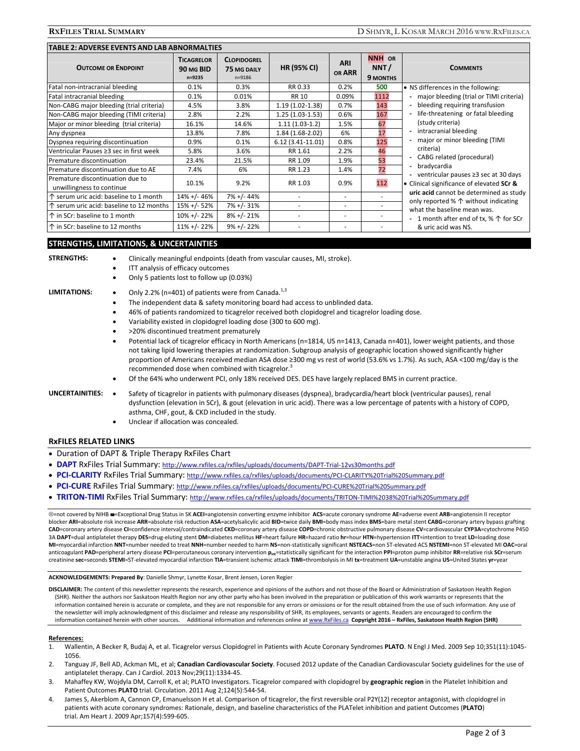**TABLE 2: ADVERSE EVENTS AND LAB ABNORMALTIES**

| Outcome or Endpoint | Ticagrelor 90 mg BID n=9235 | Clopidogrel 75 mg daily n=9186 | HR (95% CI) | ARI or ARR | NNH or NNT / 9 months | Comments |
|---|---|---|---|---|---|---|
| Fatal non-intracranial bleeding | 0.1% | 0.3% | RR 0.33 | 0.2% | 500 | • NS differences in the following: - major bleeding (trial or TIMI criteria) - bleeding requiring transfusion - life-threatening or fatal bleeding (study criteria) - intracranial bleeding - major or minor bleeding (TIMI criteria) - CABG related (procedural) - bradycardia - ventricular pauses ≥3 sec at 30 days • Clinical significance of elevated **SCr & uric acid** cannot be determined as study only reported % ↑ without indicating what the baseline mean was. - 1 month after end of tx, % ↑ for SCr & uric acid was NS. |
| Fatal intracranial bleeding | 0.1% | 0.01% | RR 10 | 0.09% | 1112 | |
| Non-CABG major bleeding (trial criteria) | 4.5% | 3.8% | 1.19 (1.02-1.38) | 0.7% | 143 | |
| Non-CABG major bleeding (TIMI criteria) | 2.8% | 2.2% | 1.25 (1.03-1.53) | 0.6% | 167 | |
| Major or minor bleeding (trial criteria) | 16.1% | 14.6% | 1.11 (1.03-1.2) | 1.5% | 67 | |
| Any dyspnea | 13.8% | 7.8% | 1.84 (1.68-2.02) | 6% | 17 | |
| Dyspnea requiring discontinuation | 0.9% | 0.1% | 6.12 (3.41-11.01) | 0.8% | 125 | |
| Ventricular Pauses ≥3 sec in first week | 5.8% | 3.6% | RR 1.61 | 2.2% | 46 | |
| Premature discontinuation | 23.4% | 21.5% | RR 1.09 | 1.9% | 53 | |
| Premature discontinuation due to AE | 7.4% | 6% | RR 1.23 | 1.4% | 72 | |
| Premature discontinuation due to unwillingness to continue | 10.1% | 9.2% | RR 1.03 | 0.9% | 112 | |
| ↑ serum uric acid: baseline to 1 month | 14% +/- 46% | 7% +/- 44% | - | - | - | |
| ↑ serum uric acid: baseline to 12 months | 15% +/- 52% | 7% +/- 31% | - | - | - | |
| ↑ in SCr: baseline to 1 month | 10% +/- 22% | 8% +/- 21% | - | - | - | |
| ↑ in SCr: baseline to 12 months | 11% +/- 22% | 9% +/- 22% | - | - | - | |

## STRENGTHS, LIMITATIONS, & UNCERTAINTIES

**STRENGTHS:**
- Clinically meaningful endpoints (death from vascular causes, MI, stroke).
- ITT analysis of efficacy outcomes
- Only 5 patients lost to follow up (0.03%)

**LIMITATIONS:**
- Only 2.2% (n=401) of patients were from Canada.[1,3]
- The independent data & safety monitoring board had access to unblinded data.
- 46% of patients randomized to ticagrelor received both clopidogrel and ticagrelor loading dose.
- Variability existed in clopidogrel loading dose (300 to 600 mg).
- >20% discontinued treatment prematurely
- Potential lack of ticagrelor efficacy in North Americans (n=1814, US n=1413, Canada n=401), lower weight patients, and those not taking lipid lowering therapies at randomization. Subgroup analysis of geographic location showed significantly higher proportion of Americans received median ASA dose ≥300 mg vs rest of world (53.6% vs 1.7%). As such, ASA <100 mg/day is the recommended dose when combined with ticagrelor.[3]
- Of the 64% who underwent PCI, only 18% received DES. DES have largely replaced BMS in current practice.

**UNCERTAINITIES:**
- Safety of ticagrelor in patients with pulmonary diseases (dyspnea), bradycardia/heart block (ventricular pauses), renal dysfunction (elevation in SCr), & gout (elevation in uric acid). There was a low percentage of patents with a history of COPD, asthma, CHF, gout, & CKD included in the study.
- Unclear if allocation was concealed.

### RxFILES RELATED LINKS

- Duration of DAPT & Triple Therapy RxFiles Chart
- **DAPT** RxFiles Trial Summary: http://www.rxfiles.ca/rxfiles/uploads/documents/DAPT-Trial-12vs30months.pdf
- **PCI-CLARITY** RxFiles Trial Summary: http://www.rxfiles.ca/rxfiles/uploads/documents/PCI-CLARITY%20Trial%20Summary.pdf
- **PCI-CURE** RxFiles Trial Summary: http://www.rxfiles.ca/rxfiles/uploads/documents/PCI-CURE%20Trial%20Summary.pdf
- **TRITON-TIMI** RxFiles Trial Summary: http://www.rxfiles.ca/rxfiles/uploads/documents/TRITON-TIMI%2038%20Trial%20Summary.pdf

⊗=not covered by NIHB ☎=Exceptional Drug Status in SK **ACEI**=angiotensin converting enzyme inhibitor **ACS**=acute coronary syndrome **AE**=adverse event **ARB**=angiotensin II receptor blocker **ARI**=absolute risk increase **ARR**=absolute risk reduction **ASA**=acetylsalicylic acid **BID**=twice daily **BMI**=body mass index **BMS**=bare metal stent **CABG**=coronary artery bypass grafting **CAD**=coronary artery disease **CI**=confidence interval/contraindicated **CKD**=coronary artery disease **COPD**=chronic obstructive pulmonary disease **CV**=cardiovascular **CYP3A**=cytochrome P450 3A **DAPT**=dual antiplatelet therapy **DES**=drug-eluting stent **DM**=diabetes mellitus **HF**=heart failure **HR**=hazard ratio **hr**=hour **HTN**=hypertension **ITT**=intention to treat **LD**=loading dose **MI**=myocardial infarction **NNT**=number needed to treat **NNH**=number needed to harm **NS**=non-statistically significant **NSTEACS**=non ST-elevated ACS **NSTEMI**=non ST-elevated MI **OAC**=oral anticoagulant **PAD**=peripheral artery disease **PCI**=percutaneous coronary intervention $p_{int}$=statistically significant for the interaction **PPI**=proton pump inhibitor **RR**=relative risk **SCr**=serum creatinine **sec**=seconds **STEMI**=ST-elevated myocardial infarction **TIA**=transient ischemic attack **TIMI**=thrombolysis in MI **tx**=treatment **UA**=unstable angina **US**=United States **yr**=year

**ACKNOWLEDGEMENTS: Prepared By**: Danielle Shmyr, Lynette Kosar, Brent Jensen, Loren Regier

**DISCLAIMER:** The content of this newsletter represents the research, experience and opinions of the authors and not those of the Board or Administration of Saskatoon Health Region (SHR). Neither the authors nor Saskatoon Health Region nor any other party who has been involved in the preparation or publication of this work warrants or represents that the information contained herein is accurate or complete, and they are not responsible for any errors or omissions or for the result obtained from the use of such information. Any use of the newsletter will imply acknowledgment of this disclaimer and release any responsibility of SHR, its employees, servants or agents. Readers are encouraged to confirm the information contained herein with other sources. Additional information and references online at www.RxFiles.ca **Copyright 2016 – RxFiles, Saskatoon Health Region (SHR)**

**References:**

1. Wallentin, A Becker R, Budaj A, et al. Ticagrelor versus Clopidogrel in Patients with Acute Coronary Syndromes **PLATO**. N Engl J Med. 2009 Sep 10;351(11):1045-1056.
2. Tanguay JF, Bell AD, Ackman ML, et al; **Canadian Cardiovascular Society**. Focused 2012 update of the Canadian Cardiovascular Society guidelines for the use of antiplatelet therapy. Can J Cardiol. 2013 Nov;29(11):1334-45.
3. Mahaffey KW, Wojdyla DM, Carroll K, et al; PLATO Investigators. Ticagrelor compared with clopidogrel by **geographic region** in the Platelet Inhibition and Patient Outcomes **PLATO** trial. Circulation. 2011 Aug 2;124(5):544-54.
4. James S, Akerblom A, Cannon CP, Emanuelsson H et al. Comparison of ticagrelor, the first reversible oral P2Y(12) receptor antagonist, with clopidogrel in patients with acute coronary syndromes: Rationale, design, and baseline characteristics of the PLATelet inhibition and patient Outcomes (**PLATO**) trial. Am Heart J. 2009 Apr;157(4):599-605.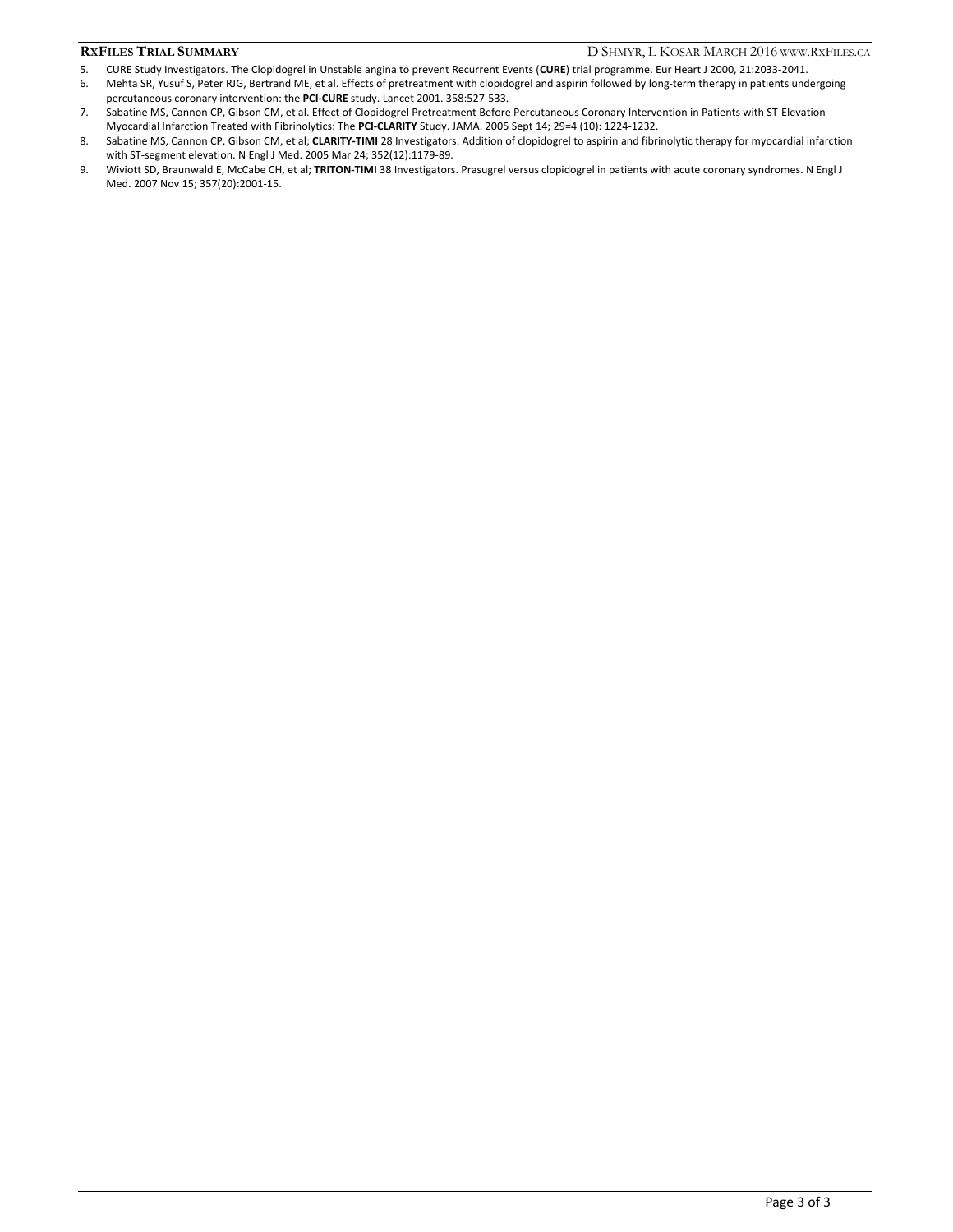5. CURE Study Investigators. The Clopidogrel in Unstable angina to prevent Recurrent Events (**CURE**) trial programme. Eur Heart J 2000, 21:2033-2041.
6. Mehta SR, Yusuf S, Peter RJG, Bertrand ME, et al. Effects of pretreatment with clopidogrel and aspirin followed by long-term therapy in patients undergoing percutaneous coronary intervention: the **PCI-CURE** study. Lancet 2001. 358:527-533.
7. Sabatine MS, Cannon CP, Gibson CM, et al. Effect of Clopidogrel Pretreatment Before Percutaneous Coronary Intervention in Patients with ST-Elevation Myocardial Infarction Treated with Fibrinolytics: The **PCI-CLARITY** Study. JAMA. 2005 Sept 14; 29=4 (10): 1224-1232.
8. Sabatine MS, Cannon CP, Gibson CM, et al; **CLARITY-TIMI** 28 Investigators. Addition of clopidogrel to aspirin and fibrinolytic therapy for myocardial infarction with ST-segment elevation. N Engl J Med. 2005 Mar 24; 352(12):1179-89.
9. Wiviott SD, Braunwald E, McCabe CH, et al; **TRITON-TIMI** 38 Investigators. Prasugrel versus clopidogrel in patients with acute coronary syndromes. N Engl J Med. 2007 Nov 15; 357(20):2001-15.